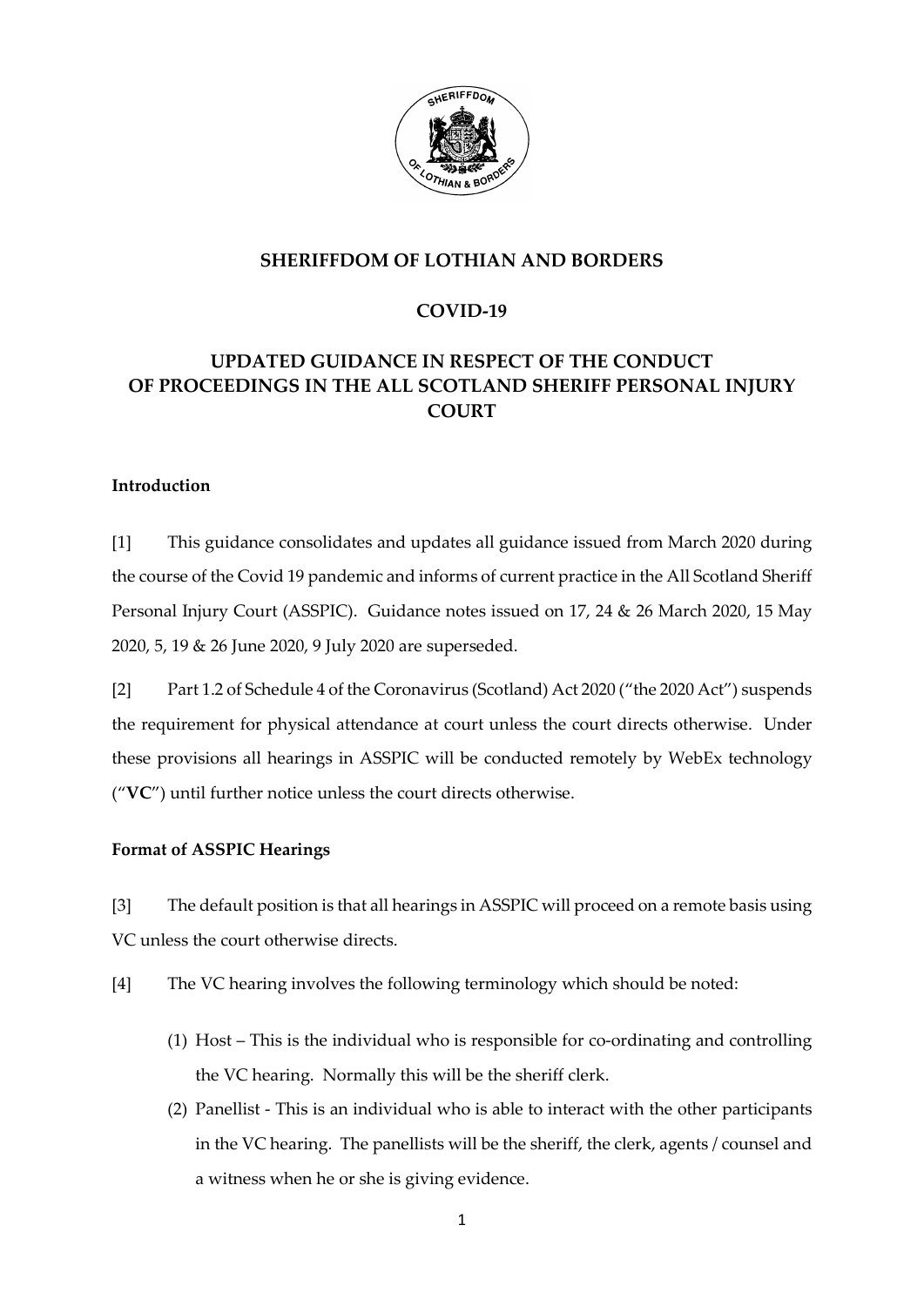# SHERIFFDOM OF LOTHIAN AND BORDERS

## COVID-19

## UPDATED GUIDANCE IN RESPECT OF THE CONDUCT OF PROCEEDINGS IN THE ALL SCOTLAND SHERIFF PERSONAL INJURY COURT

### Introduction

[1] This guidance consolidates and updates all guidance issued from March 2020 during the course of the Covid 19 pandemic and informs of current practice in the All Scotland Sheriff Personal Injury Court (ASSPIC). Guidance notes issued on 17, 24 & 26 March 2020, 15 May 2020, 5, 19 & 26 June 2020, 9 July 2020 are superseded.

[2] Part 1.2 of Schedule 4 of the Coronavirus (Scotland) Act 2020 ("the 2020 Act") suspends the requirement for physical attendance at court unless the court directs otherwise. Under these provisions all hearings in ASSPIC will be conducted remotely by WebEx technology ("**VC**") until further notice unless the court directs otherwise.

### Format of ASSPIC Hearings

[3] The default position is that all hearings in ASSPIC will proceed on a remote basis using VC unless the court otherwise directs.

[4] The VC hearing involves the following terminology which should be noted:

(1) Host – This is the individual who is responsible for co-ordinating and controlling the VC hearing. Normally this will be the sheriff clerk.

(2) Panellist - This is an individual who is able to interact with the other participants in the VC hearing. The panellists will be the sheriff, the clerk, agents / counsel and a witness when he or she is giving evidence.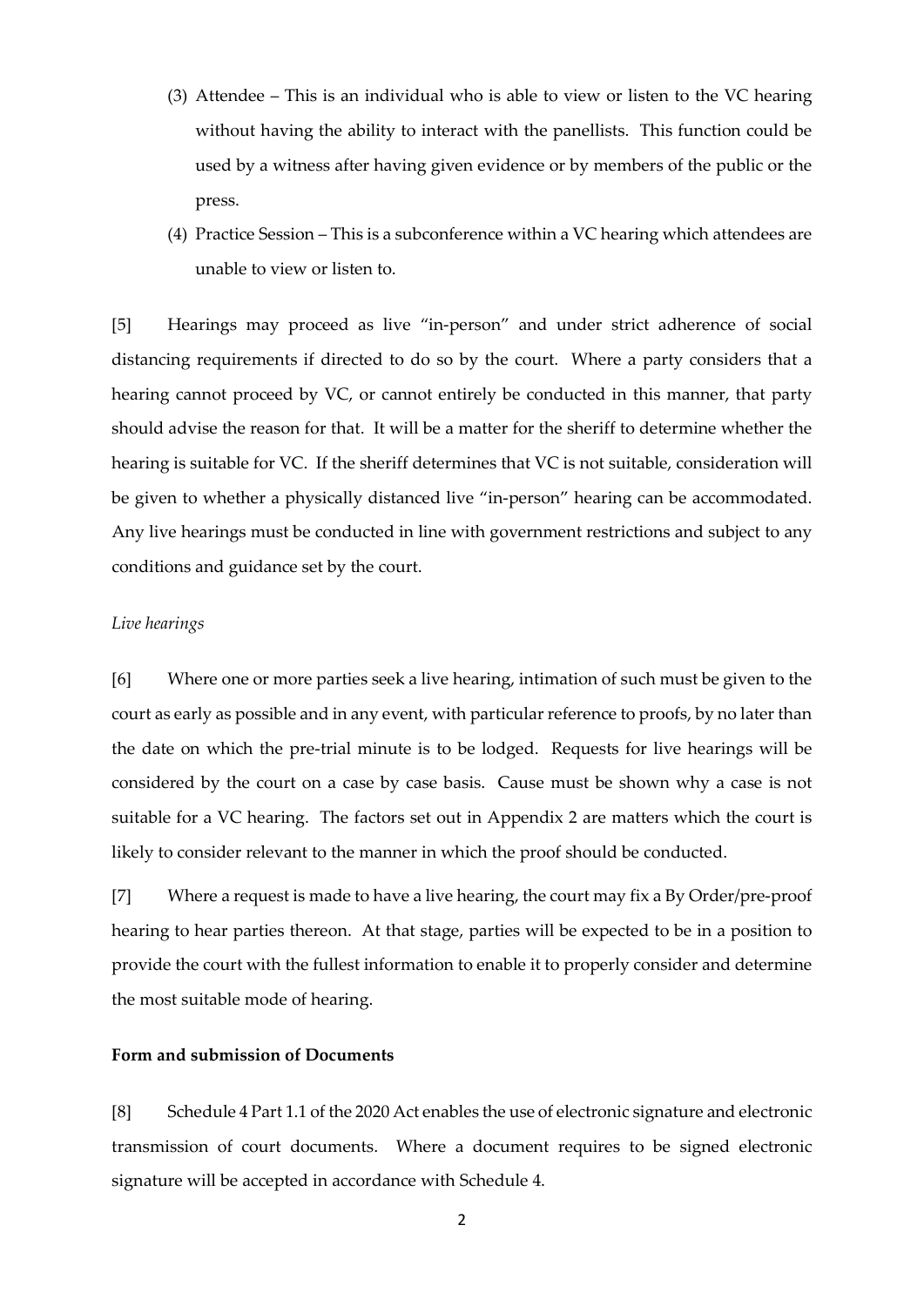(3) Attendee – This is an individual who is able to view or listen to the VC hearing without having the ability to interact with the panellists. This function could be used by a witness after having given evidence or by members of the public or the press.

(4) Practice Session – This is a subconference within a VC hearing which attendees are unable to view or listen to.

[5] Hearings may proceed as live "in-person" and under strict adherence of social distancing requirements if directed to do so by the court. Where a party considers that a hearing cannot proceed by VC, or cannot entirely be conducted in this manner, that party should advise the reason for that. It will be a matter for the sheriff to determine whether the hearing is suitable for VC. If the sheriff determines that VC is not suitable, consideration will be given to whether a physically distanced live "in-person" hearing can be accommodated. Any live hearings must be conducted in line with government restrictions and subject to any conditions and guidance set by the court.

*Live hearings*

[6] Where one or more parties seek a live hearing, intimation of such must be given to the court as early as possible and in any event, with particular reference to proofs, by no later than the date on which the pre-trial minute is to be lodged. Requests for live hearings will be considered by the court on a case by case basis. Cause must be shown why a case is not suitable for a VC hearing. The factors set out in Appendix 2 are matters which the court is likely to consider relevant to the manner in which the proof should be conducted.

[7] Where a request is made to have a live hearing, the court may fix a By Order/pre-proof hearing to hear parties thereon. At that stage, parties will be expected to be in a position to provide the court with the fullest information to enable it to properly consider and determine the most suitable mode of hearing.

**Form and submission of Documents**

[8] Schedule 4 Part 1.1 of the 2020 Act enables the use of electronic signature and electronic transmission of court documents. Where a document requires to be signed electronic signature will be accepted in accordance with Schedule 4.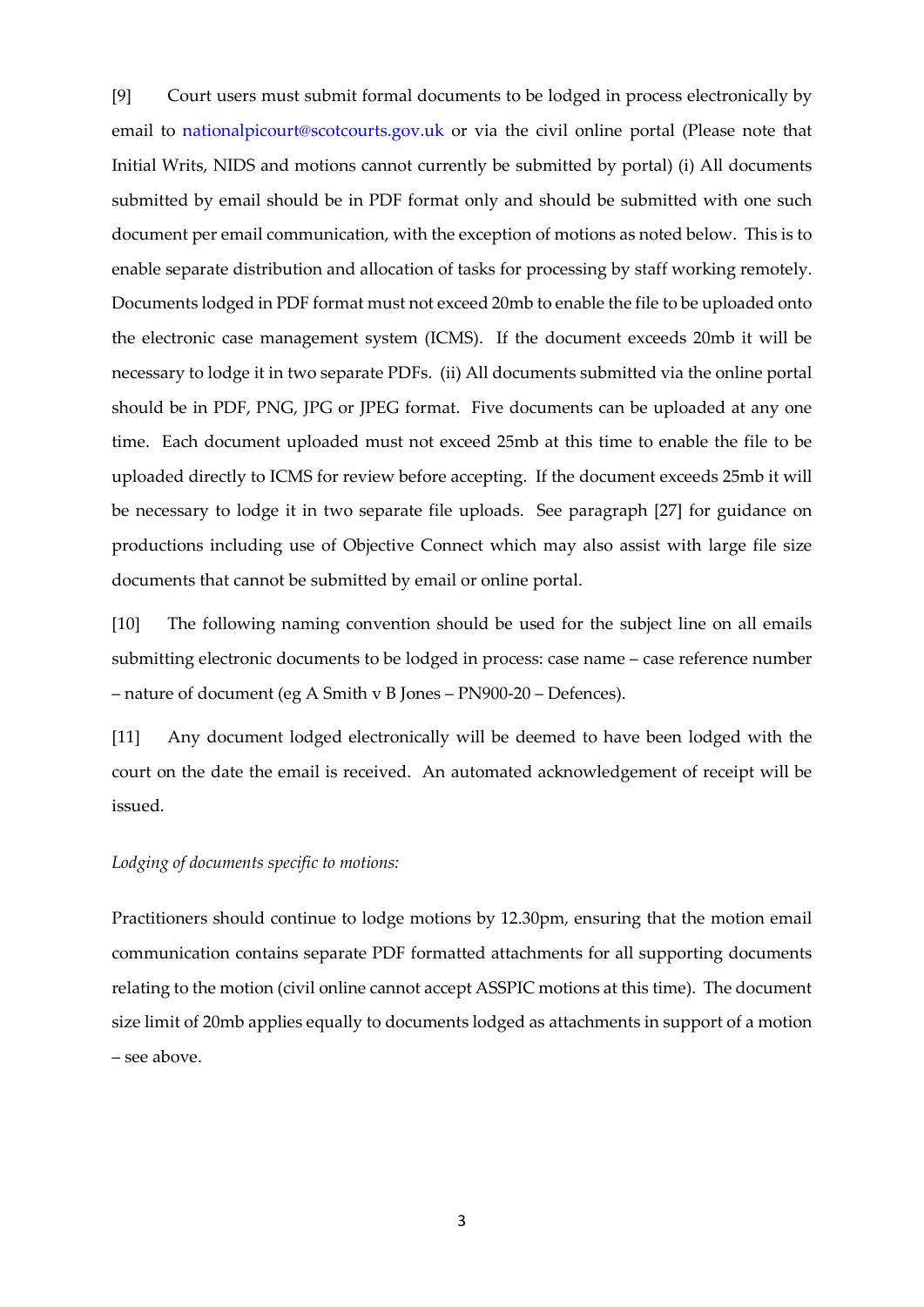[9] Court users must submit formal documents to be lodged in process electronically by email to nationalpicourt@scotcourts.gov.uk or via the civil online portal (Please note that Initial Writs, NIDS and motions cannot currently be submitted by portal) (i) All documents submitted by email should be in PDF format only and should be submitted with one such document per email communication, with the exception of motions as noted below. This is to enable separate distribution and allocation of tasks for processing by staff working remotely. Documents lodged in PDF format must not exceed 20mb to enable the file to be uploaded onto the electronic case management system (ICMS). If the document exceeds 20mb it will be necessary to lodge it in two separate PDFs. (ii) All documents submitted via the online portal should be in PDF, PNG, JPG or JPEG format. Five documents can be uploaded at any one time. Each document uploaded must not exceed 25mb at this time to enable the file to be uploaded directly to ICMS for review before accepting. If the document exceeds 25mb it will be necessary to lodge it in two separate file uploads. See paragraph [27] for guidance on productions including use of Objective Connect which may also assist with large file size documents that cannot be submitted by email or online portal.

[10] The following naming convention should be used for the subject line on all emails submitting electronic documents to be lodged in process: case name – case reference number – nature of document (eg A Smith v B Jones – PN900-20 – Defences).

[11] Any document lodged electronically will be deemed to have been lodged with the court on the date the email is received. An automated acknowledgement of receipt will be issued.

*Lodging of documents specific to motions:*

Practitioners should continue to lodge motions by 12.30pm, ensuring that the motion email communication contains separate PDF formatted attachments for all supporting documents relating to the motion (civil online cannot accept ASSPIC motions at this time). The document size limit of 20mb applies equally to documents lodged as attachments in support of a motion – see above.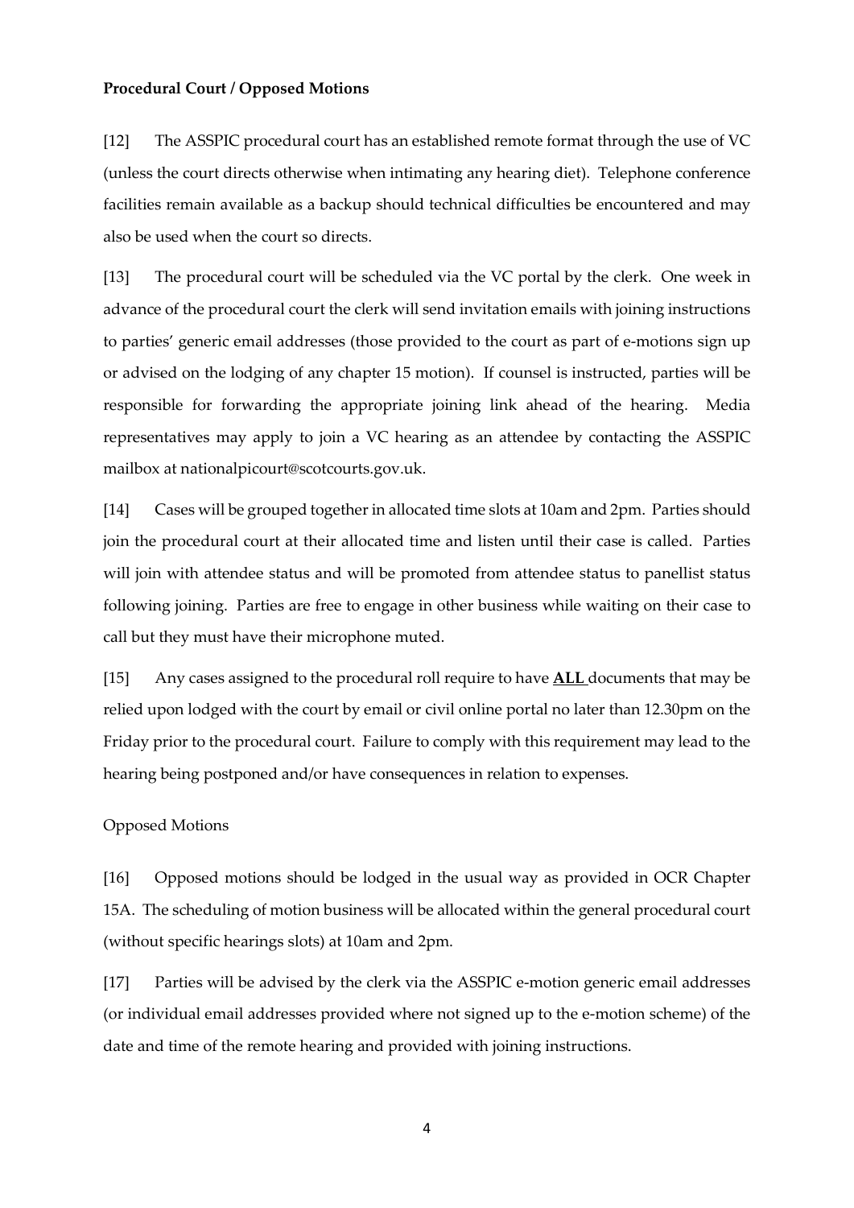**Procedural Court / Opposed Motions**

[12] The ASSPIC procedural court has an established remote format through the use of VC (unless the court directs otherwise when intimating any hearing diet). Telephone conference facilities remain available as a backup should technical difficulties be encountered and may also be used when the court so directs.

[13] The procedural court will be scheduled via the VC portal by the clerk. One week in advance of the procedural court the clerk will send invitation emails with joining instructions to parties' generic email addresses (those provided to the court as part of e-motions sign up or advised on the lodging of any chapter 15 motion). If counsel is instructed, parties will be responsible for forwarding the appropriate joining link ahead of the hearing. Media representatives may apply to join a VC hearing as an attendee by contacting the ASSPIC mailbox at nationalpicourt@scotcourts.gov.uk.

[14] Cases will be grouped together in allocated time slots at 10am and 2pm. Parties should join the procedural court at their allocated time and listen until their case is called. Parties will join with attendee status and will be promoted from attendee status to panellist status following joining. Parties are free to engage in other business while waiting on their case to call but they must have their microphone muted.

[15] Any cases assigned to the procedural roll require to have **ALL** documents that may be relied upon lodged with the court by email or civil online portal no later than 12.30pm on the Friday prior to the procedural court. Failure to comply with this requirement may lead to the hearing being postponed and/or have consequences in relation to expenses.

Opposed Motions

[16] Opposed motions should be lodged in the usual way as provided in OCR Chapter 15A. The scheduling of motion business will be allocated within the general procedural court (without specific hearings slots) at 10am and 2pm.

[17] Parties will be advised by the clerk via the ASSPIC e-motion generic email addresses (or individual email addresses provided where not signed up to the e-motion scheme) of the date and time of the remote hearing and provided with joining instructions.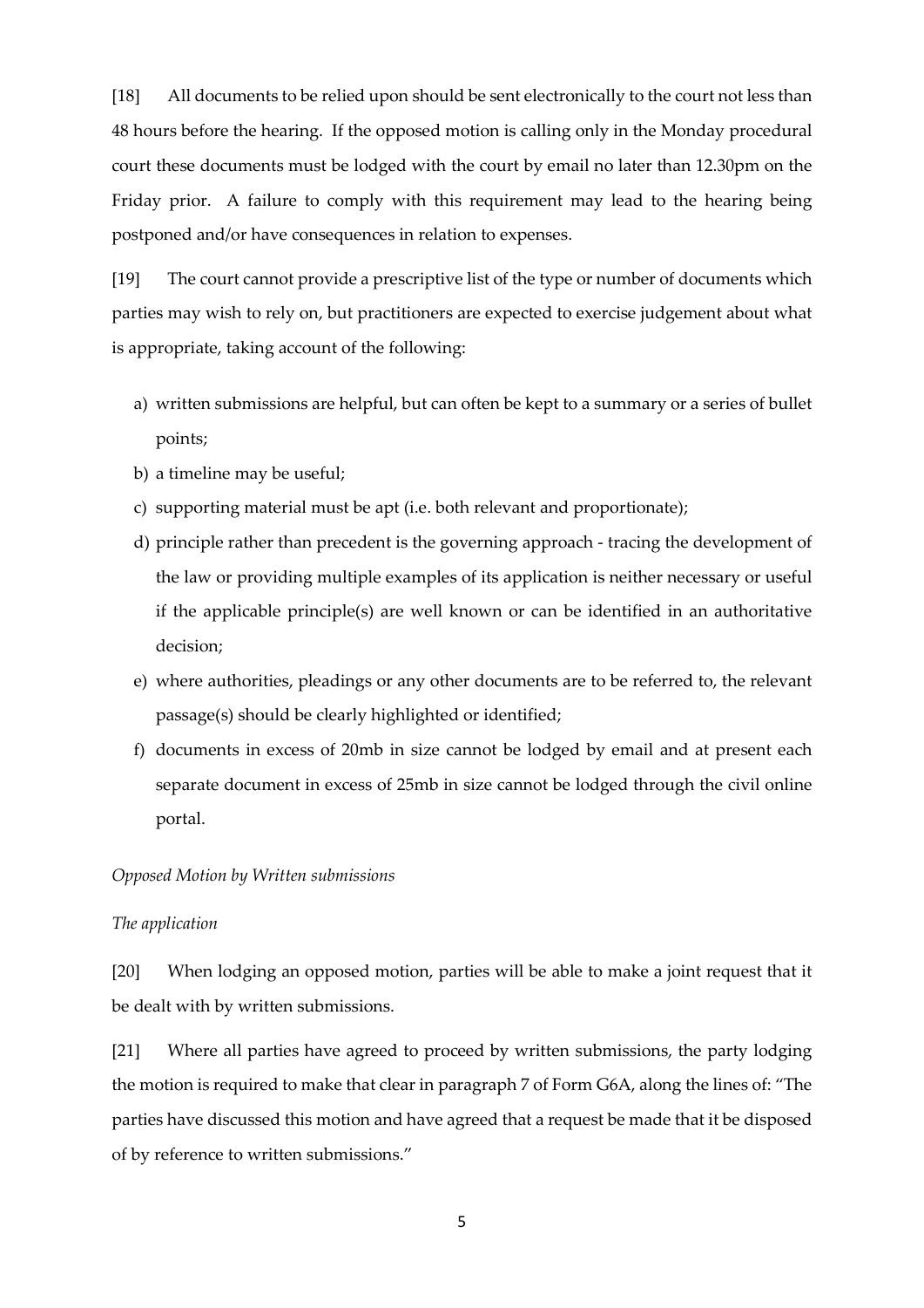[18] All documents to be relied upon should be sent electronically to the court not less than 48 hours before the hearing. If the opposed motion is calling only in the Monday procedural court these documents must be lodged with the court by email no later than 12.30pm on the Friday prior. A failure to comply with this requirement may lead to the hearing being postponed and/or have consequences in relation to expenses.

[19] The court cannot provide a prescriptive list of the type or number of documents which parties may wish to rely on, but practitioners are expected to exercise judgement about what is appropriate, taking account of the following:

a) written submissions are helpful, but can often be kept to a summary or a series of bullet points;
b) a timeline may be useful;
c) supporting material must be apt (i.e. both relevant and proportionate);
d) principle rather than precedent is the governing approach - tracing the development of the law or providing multiple examples of its application is neither necessary or useful if the applicable principle(s) are well known or can be identified in an authoritative decision;
e) where authorities, pleadings or any other documents are to be referred to, the relevant passage(s) should be clearly highlighted or identified;
f) documents in excess of 20mb in size cannot be lodged by email and at present each separate document in excess of 25mb in size cannot be lodged through the civil online portal.

*Opposed Motion by Written submissions*

*The application*

[20] When lodging an opposed motion, parties will be able to make a joint request that it be dealt with by written submissions.

[21] Where all parties have agreed to proceed by written submissions, the party lodging the motion is required to make that clear in paragraph 7 of Form G6A, along the lines of: "The parties have discussed this motion and have agreed that a request be made that it be disposed of by reference to written submissions."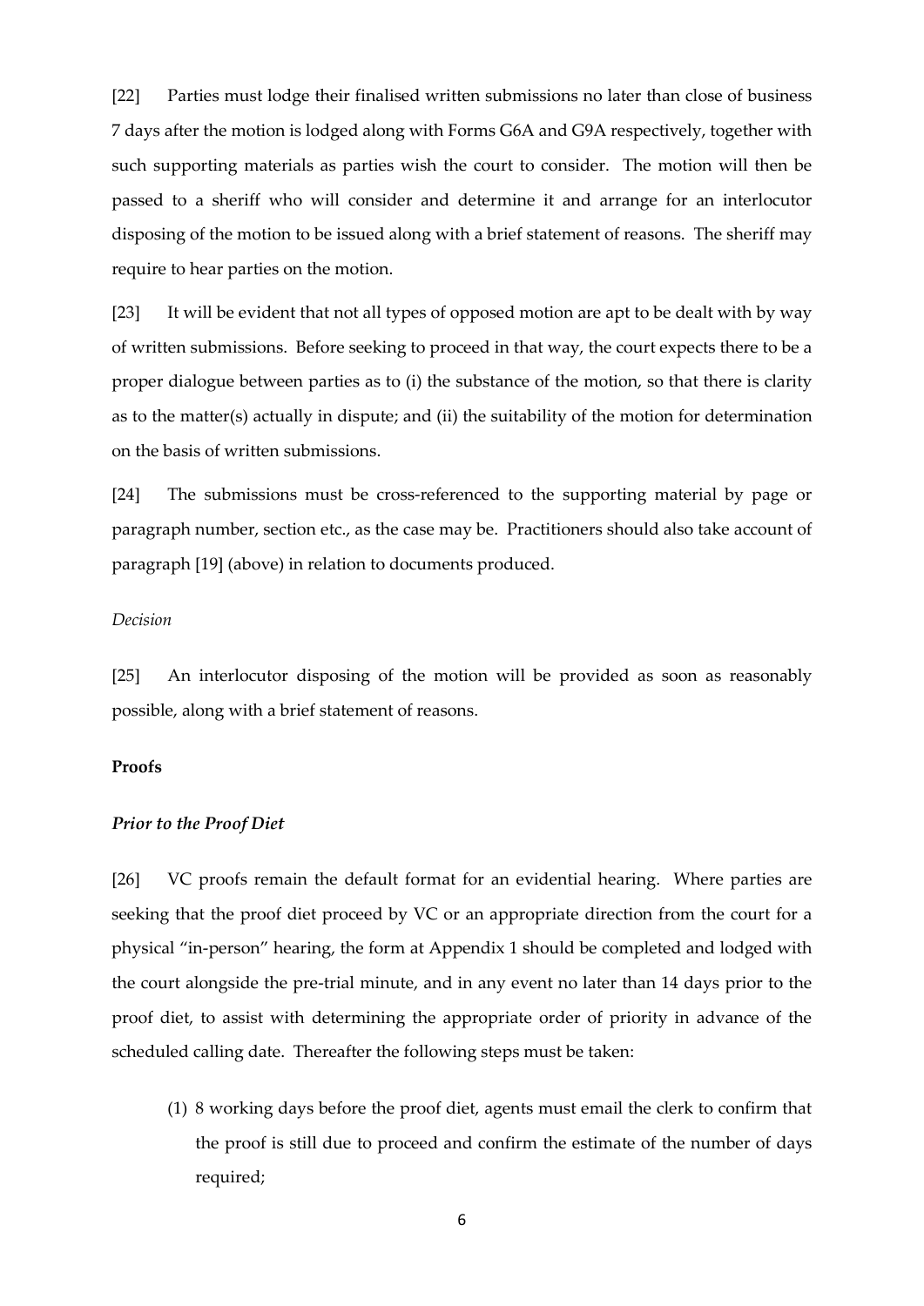[22] Parties must lodge their finalised written submissions no later than close of business 7 days after the motion is lodged along with Forms G6A and G9A respectively, together with such supporting materials as parties wish the court to consider. The motion will then be passed to a sheriff who will consider and determine it and arrange for an interlocutor disposing of the motion to be issued along with a brief statement of reasons. The sheriff may require to hear parties on the motion.

[23] It will be evident that not all types of opposed motion are apt to be dealt with by way of written submissions. Before seeking to proceed in that way, the court expects there to be a proper dialogue between parties as to (i) the substance of the motion, so that there is clarity as to the matter(s) actually in dispute; and (ii) the suitability of the motion for determination on the basis of written submissions.

[24] The submissions must be cross-referenced to the supporting material by page or paragraph number, section etc., as the case may be. Practitioners should also take account of paragraph [19] (above) in relation to documents produced.

*Decision*

[25] An interlocutor disposing of the motion will be provided as soon as reasonably possible, along with a brief statement of reasons.

**Proofs**

***Prior to the Proof Diet***

[26] VC proofs remain the default format for an evidential hearing. Where parties are seeking that the proof diet proceed by VC or an appropriate direction from the court for a physical "in-person" hearing, the form at Appendix 1 should be completed and lodged with the court alongside the pre-trial minute, and in any event no later than 14 days prior to the proof diet, to assist with determining the appropriate order of priority in advance of the scheduled calling date. Thereafter the following steps must be taken:

(1) 8 working days before the proof diet, agents must email the clerk to confirm that the proof is still due to proceed and confirm the estimate of the number of days required;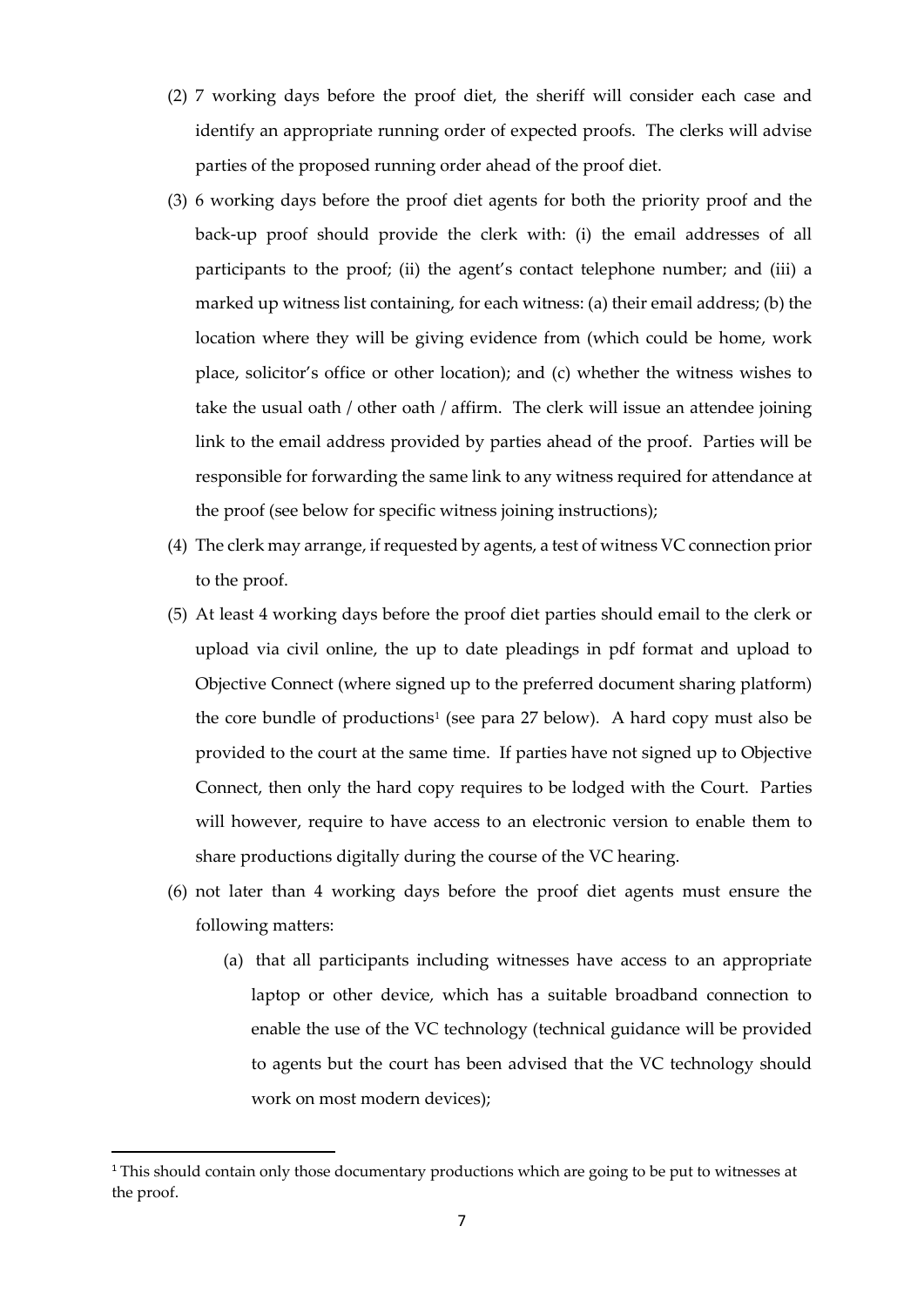(2) 7 working days before the proof diet, the sheriff will consider each case and identify an appropriate running order of expected proofs. The clerks will advise parties of the proposed running order ahead of the proof diet.

(3) 6 working days before the proof diet agents for both the priority proof and the back-up proof should provide the clerk with: (i) the email addresses of all participants to the proof; (ii) the agent's contact telephone number; and (iii) a marked up witness list containing, for each witness: (a) their email address; (b) the location where they will be giving evidence from (which could be home, work place, solicitor's office or other location); and (c) whether the witness wishes to take the usual oath / other oath / affirm. The clerk will issue an attendee joining link to the email address provided by parties ahead of the proof. Parties will be responsible for forwarding the same link to any witness required for attendance at the proof (see below for specific witness joining instructions);

(4) The clerk may arrange, if requested by agents, a test of witness VC connection prior to the proof.

(5) At least 4 working days before the proof diet parties should email to the clerk or upload via civil online, the up to date pleadings in pdf format and upload to Objective Connect (where signed up to the preferred document sharing platform) the core bundle of productions[1] (see para 27 below). A hard copy must also be provided to the court at the same time. If parties have not signed up to Objective Connect, then only the hard copy requires to be lodged with the Court. Parties will however, require to have access to an electronic version to enable them to share productions digitally during the course of the VC hearing.

(6) not later than 4 working days before the proof diet agents must ensure the following matters:

    (a) that all participants including witnesses have access to an appropriate laptop or other device, which has a suitable broadband connection to enable the use of the VC technology (technical guidance will be provided to agents but the court has been advised that the VC technology should work on most modern devices);

[1] This should contain only those documentary productions which are going to be put to witnesses at the proof.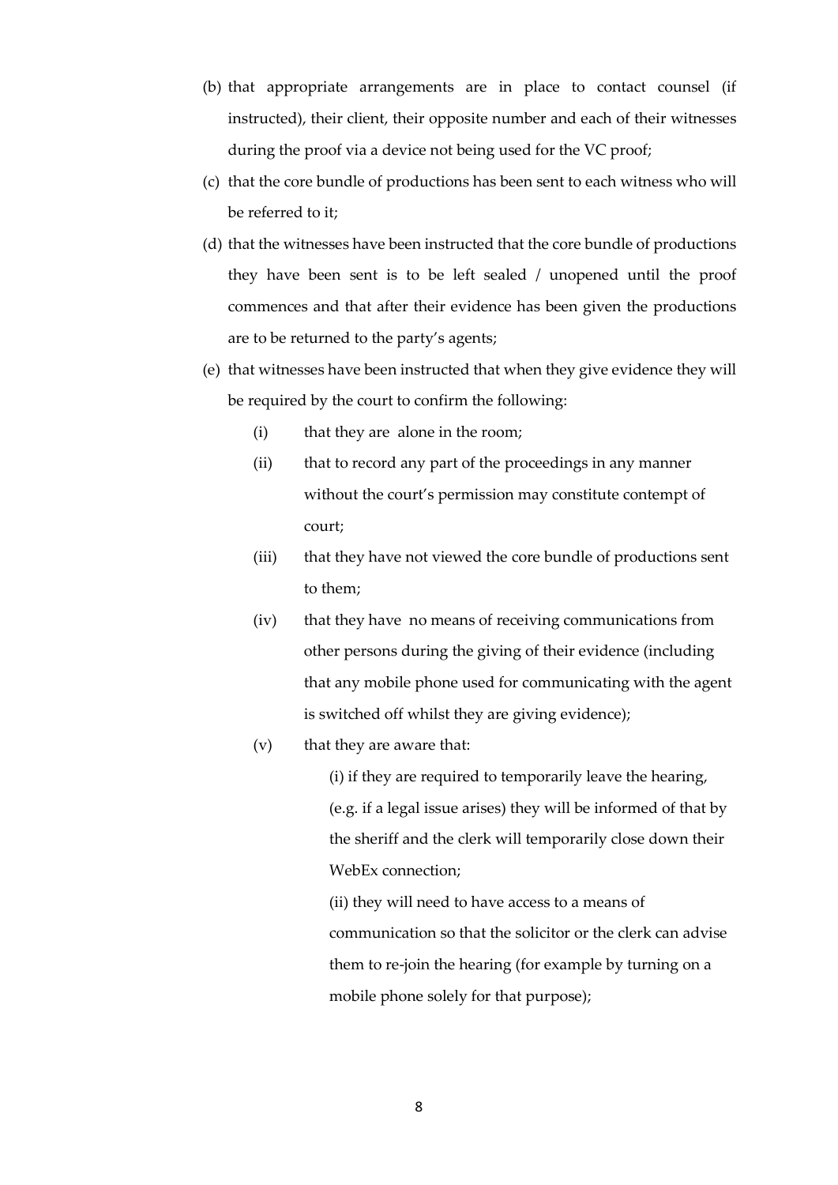(b) that appropriate arrangements are in place to contact counsel (if instructed), their client, their opposite number and each of their witnesses during the proof via a device not being used for the VC proof;

(c) that the core bundle of productions has been sent to each witness who will be referred to it;

(d) that the witnesses have been instructed that the core bundle of productions they have been sent is to be left sealed / unopened until the proof commences and that after their evidence has been given the productions are to be returned to the party's agents;

(e) that witnesses have been instructed that when they give evidence they will be required by the court to confirm the following:

   (i) that they are alone in the room;

   (ii) that to record any part of the proceedings in any manner without the court's permission may constitute contempt of court;

   (iii) that they have not viewed the core bundle of productions sent to them;

   (iv) that they have no means of receiving communications from other persons during the giving of their evidence (including that any mobile phone used for communicating with the agent is switched off whilst they are giving evidence);

   (v) that they are aware that:

      (i) if they are required to temporarily leave the hearing, (e.g. if a legal issue arises) they will be informed of that by the sheriff and the clerk will temporarily close down their WebEx connection;

      (ii) they will need to have access to a means of communication so that the solicitor or the clerk can advise them to re-join the hearing (for example by turning on a mobile phone solely for that purpose);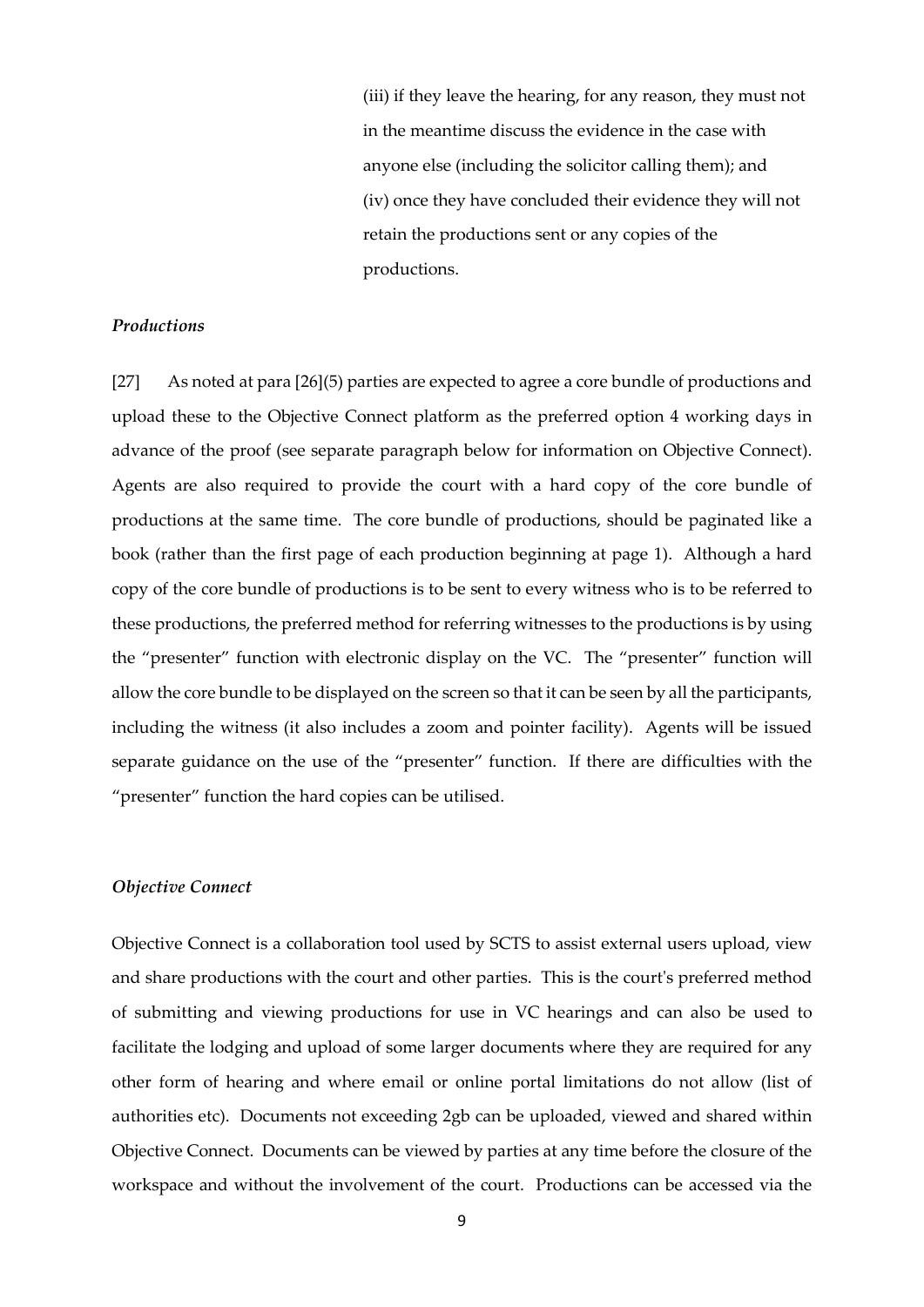(iii) if they leave the hearing, for any reason, they must not in the meantime discuss the evidence in the case with anyone else (including the solicitor calling them); and

(iv) once they have concluded their evidence they will not retain the productions sent or any copies of the productions.

### *Productions*

[27] As noted at para [26](5) parties are expected to agree a core bundle of productions and upload these to the Objective Connect platform as the preferred option 4 working days in advance of the proof (see separate paragraph below for information on Objective Connect). Agents are also required to provide the court with a hard copy of the core bundle of productions at the same time. The core bundle of productions, should be paginated like a book (rather than the first page of each production beginning at page 1). Although a hard copy of the core bundle of productions is to be sent to every witness who is to be referred to these productions, the preferred method for referring witnesses to the productions is by using the "presenter" function with electronic display on the VC. The "presenter" function will allow the core bundle to be displayed on the screen so that it can be seen by all the participants, including the witness (it also includes a zoom and pointer facility). Agents will be issued separate guidance on the use of the "presenter" function. If there are difficulties with the "presenter" function the hard copies can be utilised.

### *Objective Connect*

Objective Connect is a collaboration tool used by SCTS to assist external users upload, view and share productions with the court and other parties. This is the court's preferred method of submitting and viewing productions for use in VC hearings and can also be used to facilitate the lodging and upload of some larger documents where they are required for any other form of hearing and where email or online portal limitations do not allow (list of authorities etc). Documents not exceeding 2gb can be uploaded, viewed and shared within Objective Connect. Documents can be viewed by parties at any time before the closure of the workspace and without the involvement of the court. Productions can be accessed via the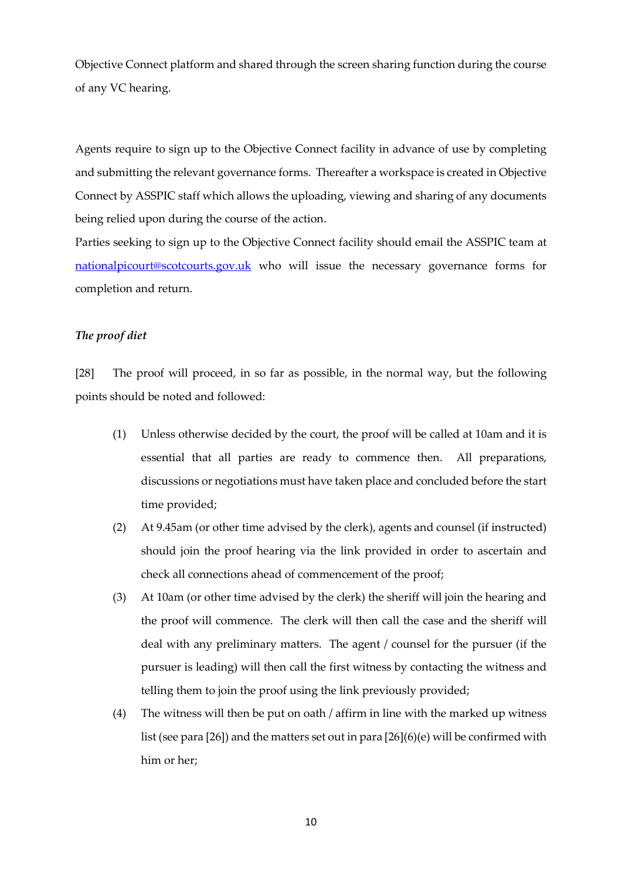Objective Connect platform and shared through the screen sharing function during the course of any VC hearing.

Agents require to sign up to the Objective Connect facility in advance of use by completing and submitting the relevant governance forms. Thereafter a workspace is created in Objective Connect by ASSPIC staff which allows the uploading, viewing and sharing of any documents being relied upon during the course of the action.

Parties seeking to sign up to the Objective Connect facility should email the ASSPIC team at nationalpicourt@scotcourts.gov.uk who will issue the necessary governance forms for completion and return.

### *The proof diet*

[28] The proof will proceed, in so far as possible, in the normal way, but the following points should be noted and followed:

(1) Unless otherwise decided by the court, the proof will be called at 10am and it is essential that all parties are ready to commence then. All preparations, discussions or negotiations must have taken place and concluded before the start time provided;

(2) At 9.45am (or other time advised by the clerk), agents and counsel (if instructed) should join the proof hearing via the link provided in order to ascertain and check all connections ahead of commencement of the proof;

(3) At 10am (or other time advised by the clerk) the sheriff will join the hearing and the proof will commence. The clerk will then call the case and the sheriff will deal with any preliminary matters. The agent / counsel for the pursuer (if the pursuer is leading) will then call the first witness by contacting the witness and telling them to join the proof using the link previously provided;

(4) The witness will then be put on oath / affirm in line with the marked up witness list (see para [26]) and the matters set out in para [26](6)(e) will be confirmed with him or her;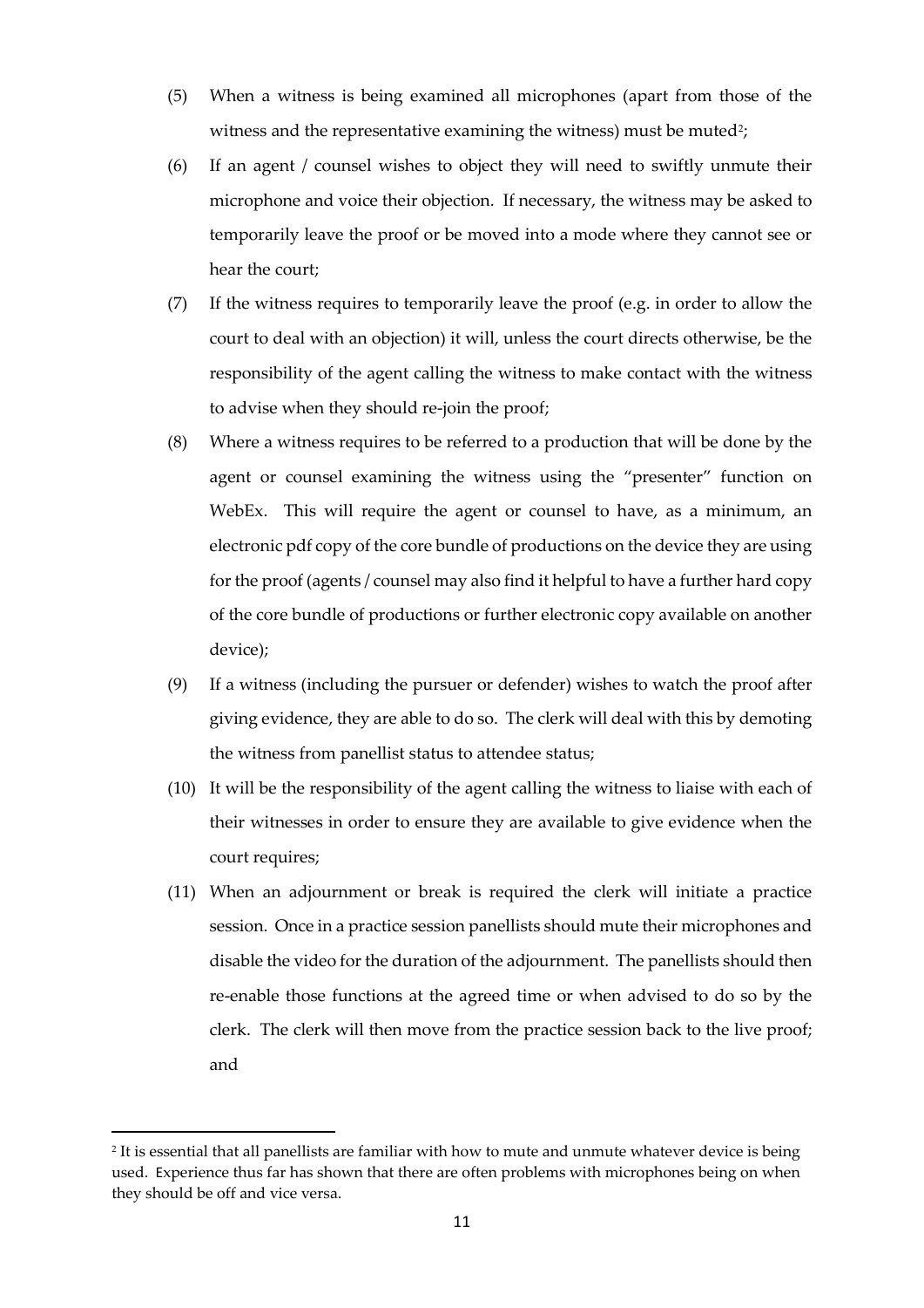(5) When a witness is being examined all microphones (apart from those of the witness and the representative examining the witness) must be muted[2];

(6) If an agent / counsel wishes to object they will need to swiftly unmute their microphone and voice their objection. If necessary, the witness may be asked to temporarily leave the proof or be moved into a mode where they cannot see or hear the court;

(7) If the witness requires to temporarily leave the proof (e.g. in order to allow the court to deal with an objection) it will, unless the court directs otherwise, be the responsibility of the agent calling the witness to make contact with the witness to advise when they should re-join the proof;

(8) Where a witness requires to be referred to a production that will be done by the agent or counsel examining the witness using the "presenter" function on WebEx. This will require the agent or counsel to have, as a minimum, an electronic pdf copy of the core bundle of productions on the device they are using for the proof (agents / counsel may also find it helpful to have a further hard copy of the core bundle of productions or further electronic copy available on another device);

(9) If a witness (including the pursuer or defender) wishes to watch the proof after giving evidence, they are able to do so. The clerk will deal with this by demoting the witness from panellist status to attendee status;

(10) It will be the responsibility of the agent calling the witness to liaise with each of their witnesses in order to ensure they are available to give evidence when the court requires;

(11) When an adjournment or break is required the clerk will initiate a practice session. Once in a practice session panellists should mute their microphones and disable the video for the duration of the adjournment. The panellists should then re-enable those functions at the agreed time or when advised to do so by the clerk. The clerk will then move from the practice session back to the live proof; and

---

[2] It is essential that all panellists are familiar with how to mute and unmute whatever device is being used. Experience thus far has shown that there are often problems with microphones being on when they should be off and vice versa.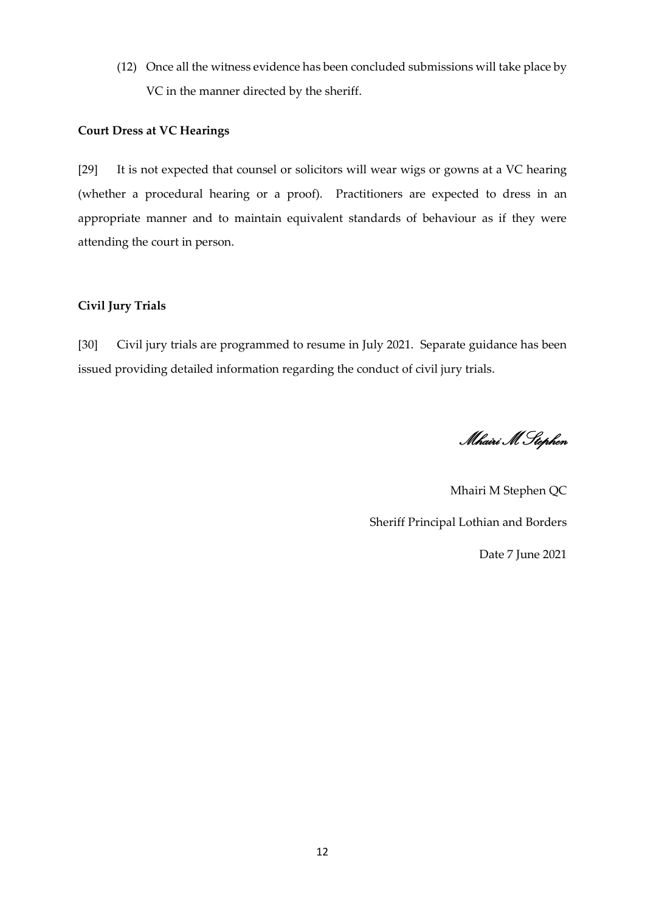(12) Once all the witness evidence has been concluded submissions will take place by VC in the manner directed by the sheriff.

**Court Dress at VC Hearings**

[29] It is not expected that counsel or solicitors will wear wigs or gowns at a VC hearing (whether a procedural hearing or a proof). Practitioners are expected to dress in an appropriate manner and to maintain equivalent standards of behaviour as if they were attending the court in person.

**Civil Jury Trials**

[30] Civil jury trials are programmed to resume in July 2021. Separate guidance has been issued providing detailed information regarding the conduct of civil jury trials.

*Mhairi M Stephen*

Mhairi M Stephen QC

Sheriff Principal Lothian and Borders

Date 7 June 2021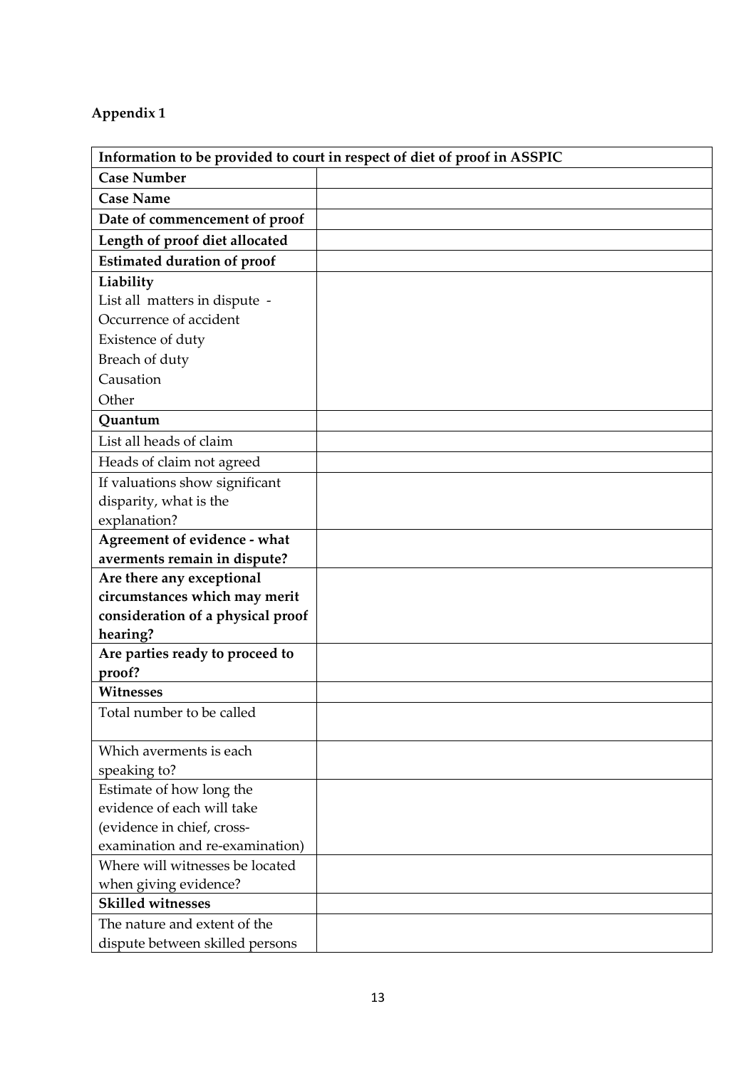**Appendix 1**

| **Information to be provided to court in respect of diet of proof in ASSPIC** | |
|---|---|
| **Case Number** | |
| **Case Name** | |
| **Date of commencement of proof** | |
| **Length of proof diet allocated** | |
| **Estimated duration of proof** | |
| **Liability**<br>List all matters in dispute -<br>Occurrence of accident<br>Existence of duty<br>Breach of duty<br>Causation<br>Other | |
| **Quantum** | |
| List all heads of claim | |
| Heads of claim not agreed | |
| If valuations show significant disparity, what is the explanation? | |
| **Agreement of evidence - what averments remain in dispute?** | |
| **Are there any exceptional circumstances which may merit consideration of a physical proof hearing?** | |
| **Are parties ready to proceed to proof?** | |
| **Witnesses** | |
| Total number to be called | |
| Which averments is each speaking to? | |
| Estimate of how long the evidence of each will take (evidence in chief, cross-examination and re-examination) | |
| Where will witnesses be located when giving evidence? | |
| **Skilled witnesses** | |
| The nature and extent of the dispute between skilled persons | |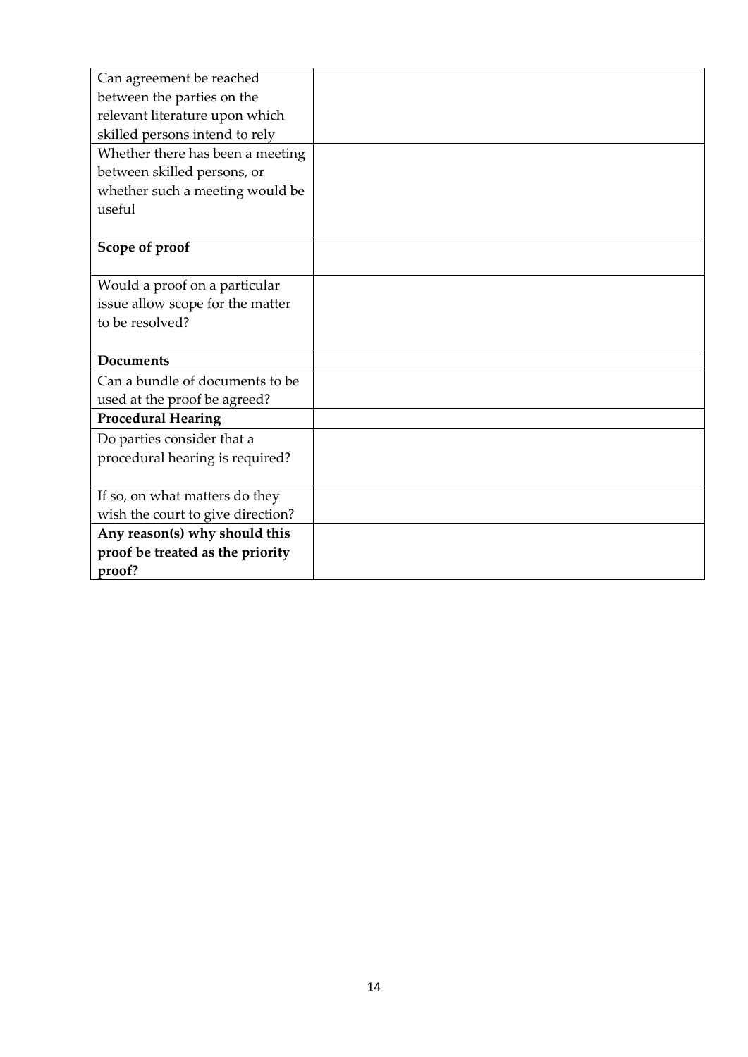| | |
|---|---|
| Can agreement be reached between the parties on the relevant literature upon which skilled persons intend to rely | |
| Whether there has been a meeting between skilled persons, or whether such a meeting would be useful | |
| **Scope of proof** | |
| Would a proof on a particular issue allow scope for the matter to be resolved? | |
| **Documents** | |
| Can a bundle of documents to be used at the proof be agreed? | |
| **Procedural Hearing** | |
| Do parties consider that a procedural hearing is required? | |
| If so, on what matters do they wish the court to give direction? | |
| **Any reason(s) why should this proof be treated as the priority proof?** | |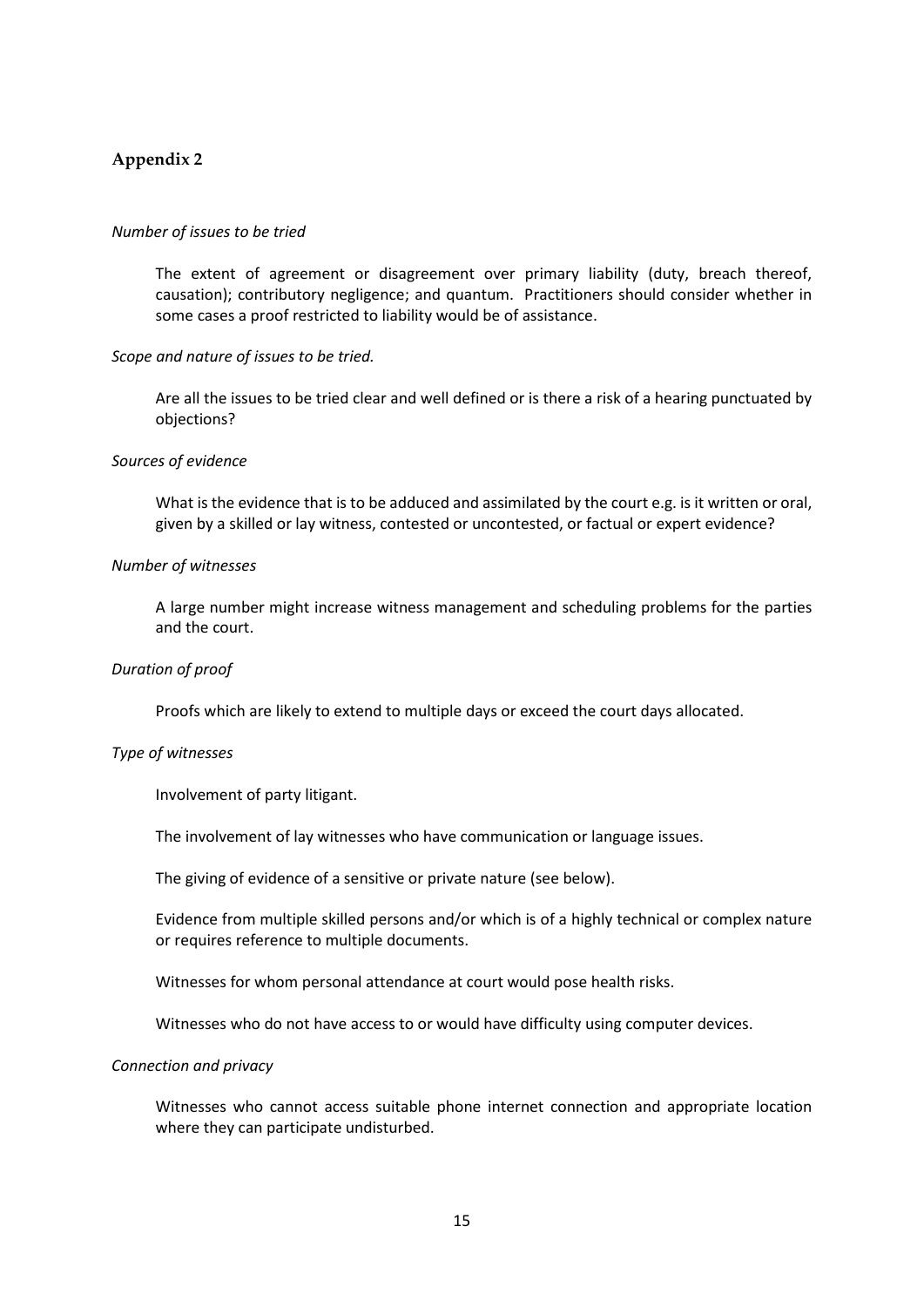## Appendix 2

*Number of issues to be tried*

The extent of agreement or disagreement over primary liability (duty, breach thereof, causation); contributory negligence; and quantum. Practitioners should consider whether in some cases a proof restricted to liability would be of assistance.

*Scope and nature of issues to be tried.*

Are all the issues to be tried clear and well defined or is there a risk of a hearing punctuated by objections?

*Sources of evidence*

What is the evidence that is to be adduced and assimilated by the court e.g. is it written or oral, given by a skilled or lay witness, contested or uncontested, or factual or expert evidence?

*Number of witnesses*

A large number might increase witness management and scheduling problems for the parties and the court.

*Duration of proof*

Proofs which are likely to extend to multiple days or exceed the court days allocated.

*Type of witnesses*

Involvement of party litigant.

The involvement of lay witnesses who have communication or language issues.

The giving of evidence of a sensitive or private nature (see below).

Evidence from multiple skilled persons and/or which is of a highly technical or complex nature or requires reference to multiple documents.

Witnesses for whom personal attendance at court would pose health risks.

Witnesses who do not have access to or would have difficulty using computer devices.

*Connection and privacy*

Witnesses who cannot access suitable phone internet connection and appropriate location where they can participate undisturbed.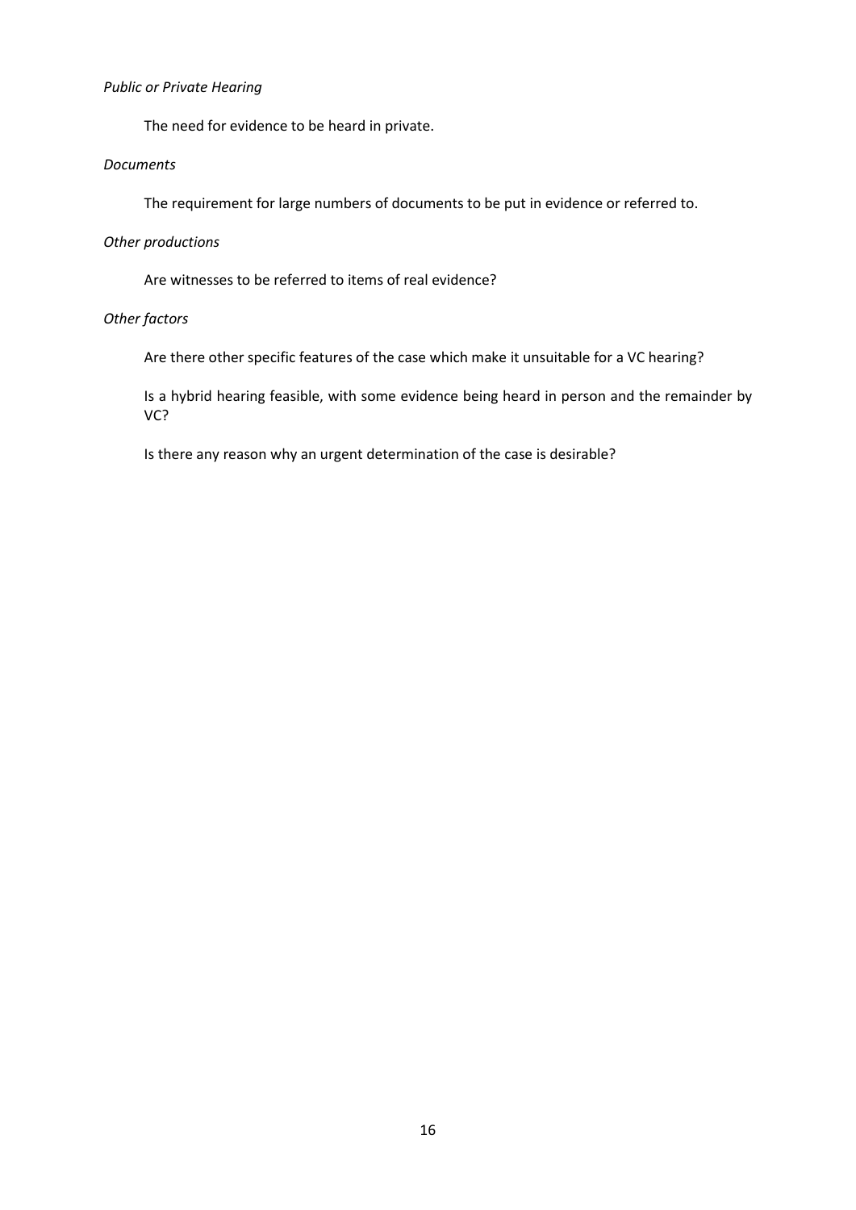*Public or Private Hearing*

The need for evidence to be heard in private.

*Documents*

The requirement for large numbers of documents to be put in evidence or referred to.

*Other productions*

Are witnesses to be referred to items of real evidence?

*Other factors*

Are there other specific features of the case which make it unsuitable for a VC hearing?

Is a hybrid hearing feasible, with some evidence being heard in person and the remainder by VC?

Is there any reason why an urgent determination of the case is desirable?